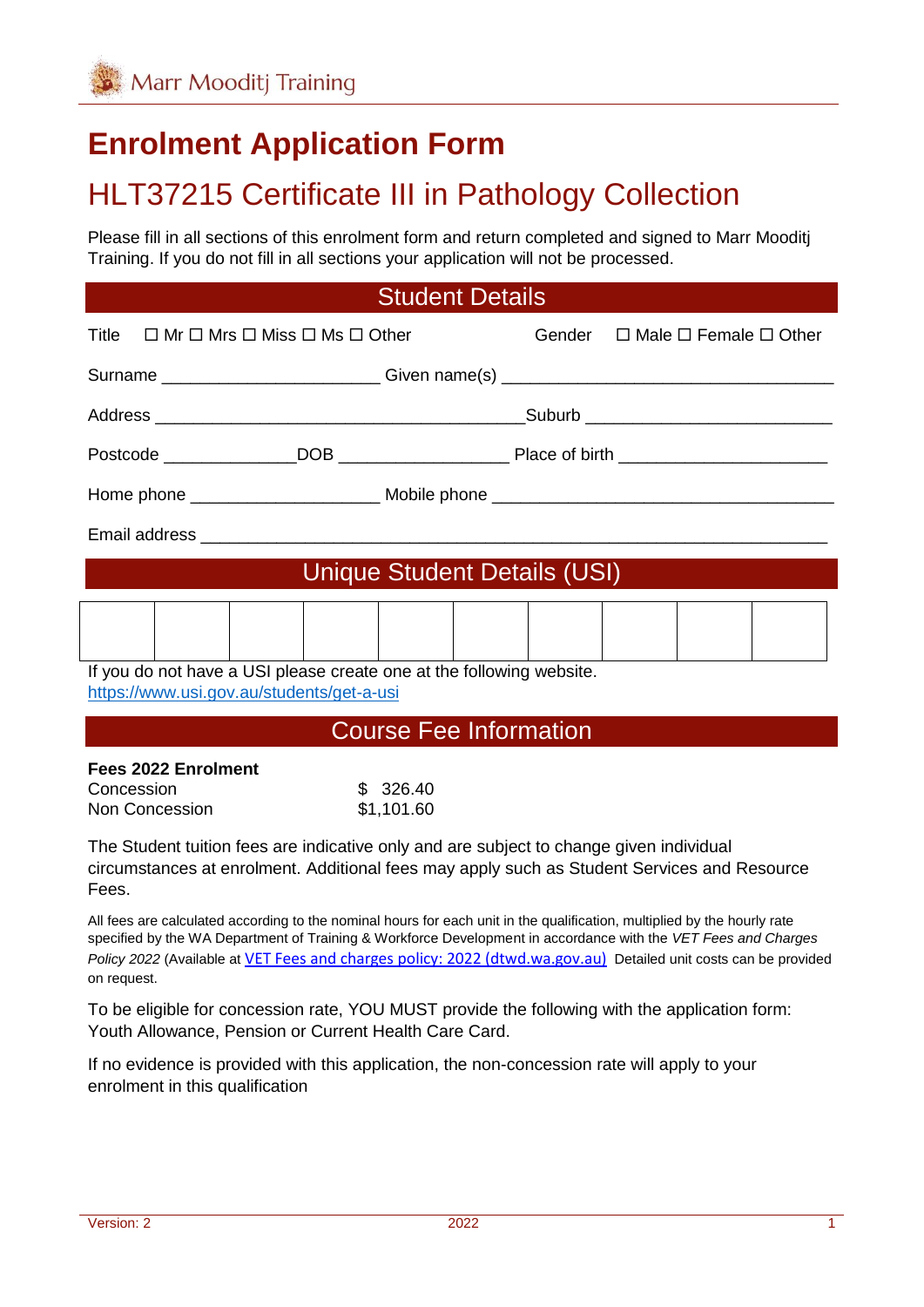Marr Mooditj Training

# Enrolment Application Form

## HLT37215 Certificate III in Pathology Collection

Please fill in all sections of this enrolment form and return completed and signed to Marr Mooditj Training. If you do not fill in all sections your application will not be processed.

## Student Details

Title ☐ Mr ☐ Mrs ☐ Miss ☐ Ms ☐ Other Gender ☐ Male ☐ Female ☐ Other

Surname ______________________ Given name(s) __________________________________

Address ______________________________________Suburb _________________________

Postcode _____________DOB _________________ Place of birth _____________________

Home phone ___________________ Mobile phone __________________________________

Email address _________________________________________________________________

## Unique Student Details (USI)

| | | | | | | | | | |
|---|---|---|---|---|---|---|---|---|---|
| | | | | | | | | | |

If you do not have a USI please create one at the following website.
https://www.usi.gov.au/students/get-a-usi

## Course Fee Information

**Fees 2022 Enrolment**

| | |
|---|---|
| Concession | $ 326.40 |
| Non Concession | $1,101.60 |

The Student tuition fees are indicative only and are subject to change given individual circumstances at enrolment. Additional fees may apply such as Student Services and Resource Fees.

All fees are calculated according to the nominal hours for each unit in the qualification, multiplied by the hourly rate specified by the WA Department of Training & Workforce Development in accordance with the *VET Fees and Charges Policy 2022* (Available at VET Fees and charges policy: 2022 (dtwd.wa.gov.au) Detailed unit costs can be provided on request.

To be eligible for concession rate, YOU MUST provide the following with the application form: Youth Allowance, Pension or Current Health Care Card.

If no evidence is provided with this application, the non-concession rate will apply to your enrolment in this qualification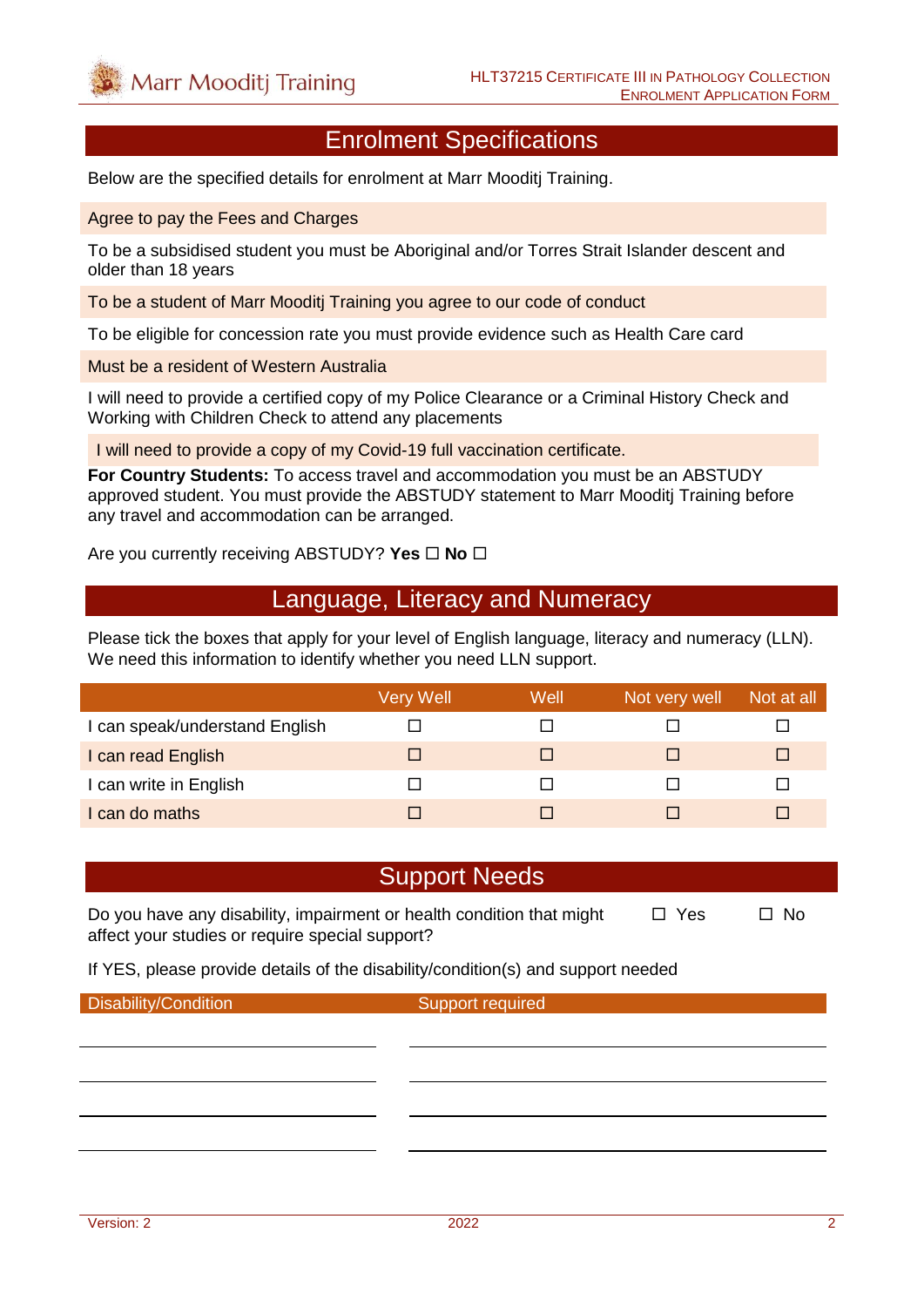## Enrolment Specifications

Below are the specified details for enrolment at Marr Mooditj Training.

Agree to pay the Fees and Charges

To be a subsidised student you must be Aboriginal and/or Torres Strait Islander descent and older than 18 years

To be a student of Marr Mooditj Training you agree to our code of conduct

To be eligible for concession rate you must provide evidence such as Health Care card

Must be a resident of Western Australia

I will need to provide a certified copy of my Police Clearance or a Criminal History Check and Working with Children Check to attend any placements

I will need to provide a copy of my Covid-19 full vaccination certificate.

**For Country Students:** To access travel and accommodation you must be an ABSTUDY approved student. You must provide the ABSTUDY statement to Marr Mooditj Training before any travel and accommodation can be arranged.

Are you currently receiving ABSTUDY? **Yes** ☐ **No** ☐

## Language, Literacy and Numeracy

Please tick the boxes that apply for your level of English language, literacy and numeracy (LLN). We need this information to identify whether you need LLN support.

| | Very Well | Well | Not very well | Not at all |
|---|---|---|---|---|
| I can speak/understand English | ☐ | ☐ | ☐ | ☐ |
| I can read English | ☐ | ☐ | ☐ | ☐ |
| I can write in English | ☐ | ☐ | ☐ | ☐ |
| I can do maths | ☐ | ☐ | ☐ | ☐ |

## Support Needs

Do you have any disability, impairment or health condition that might affect your studies or require special support? ☐ Yes ☐ No

If YES, please provide details of the disability/condition(s) and support needed

| Disability/Condition | Support required |
|---|---|
| | |
| | |
| | |
| | |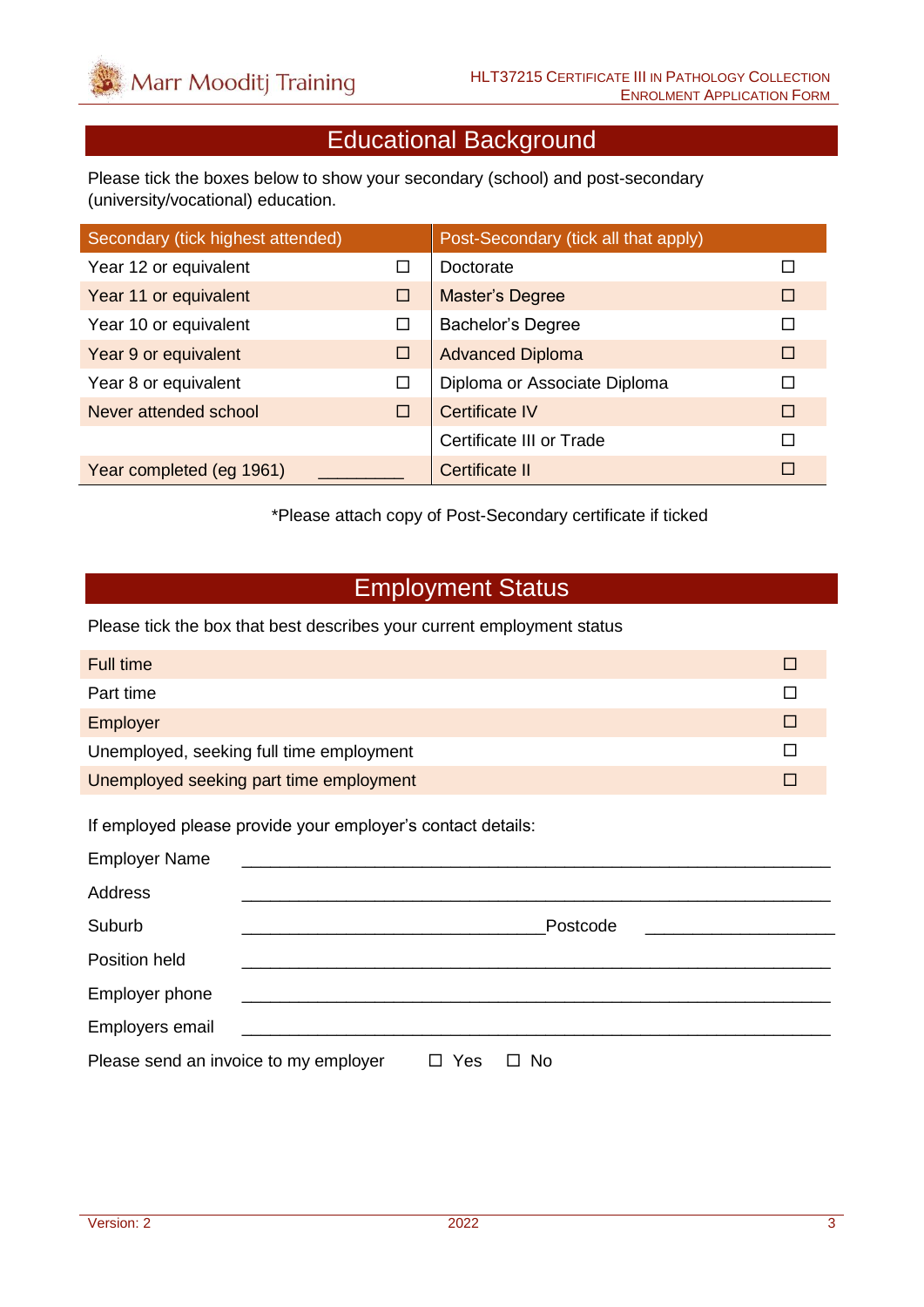## Educational Background

Please tick the boxes below to show your secondary (school) and post-secondary (university/vocational) education.

| Secondary (tick highest attended) | | Post-Secondary (tick all that apply) | |
|---|---|---|---|
| Year 12 or equivalent | ☐ | Doctorate | ☐ |
| Year 11 or equivalent | ☐ | Master's Degree | ☐ |
| Year 10 or equivalent | ☐ | Bachelor's Degree | ☐ |
| Year 9 or equivalent | ☐ | Advanced Diploma | ☐ |
| Year 8 or equivalent | ☐ | Diploma or Associate Diploma | ☐ |
| Never attended school | ☐ | Certificate IV | ☐ |
| | | Certificate III or Trade | ☐ |
| Year completed (eg 1961) | _________ | Certificate II | ☐ |

*Please attach copy of Post-Secondary certificate if ticked

## Employment Status

Please tick the box that best describes your current employment status

| | |
|---|---|
| Full time | ☐ |
| Part time | ☐ |
| Employer | ☐ |
| Unemployed, seeking full time employment | ☐ |
| Unemployed seeking part time employment | ☐ |

If employed please provide your employer's contact details:

Employer Name ____________________________________________________________

Address ____________________________________________________________

Suburb ________________________________ Postcode ____________________

Position held ____________________________________________________________

Employer phone ____________________________________________________________

Employers email ____________________________________________________________

Please send an invoice to my employer ☐ Yes ☐ No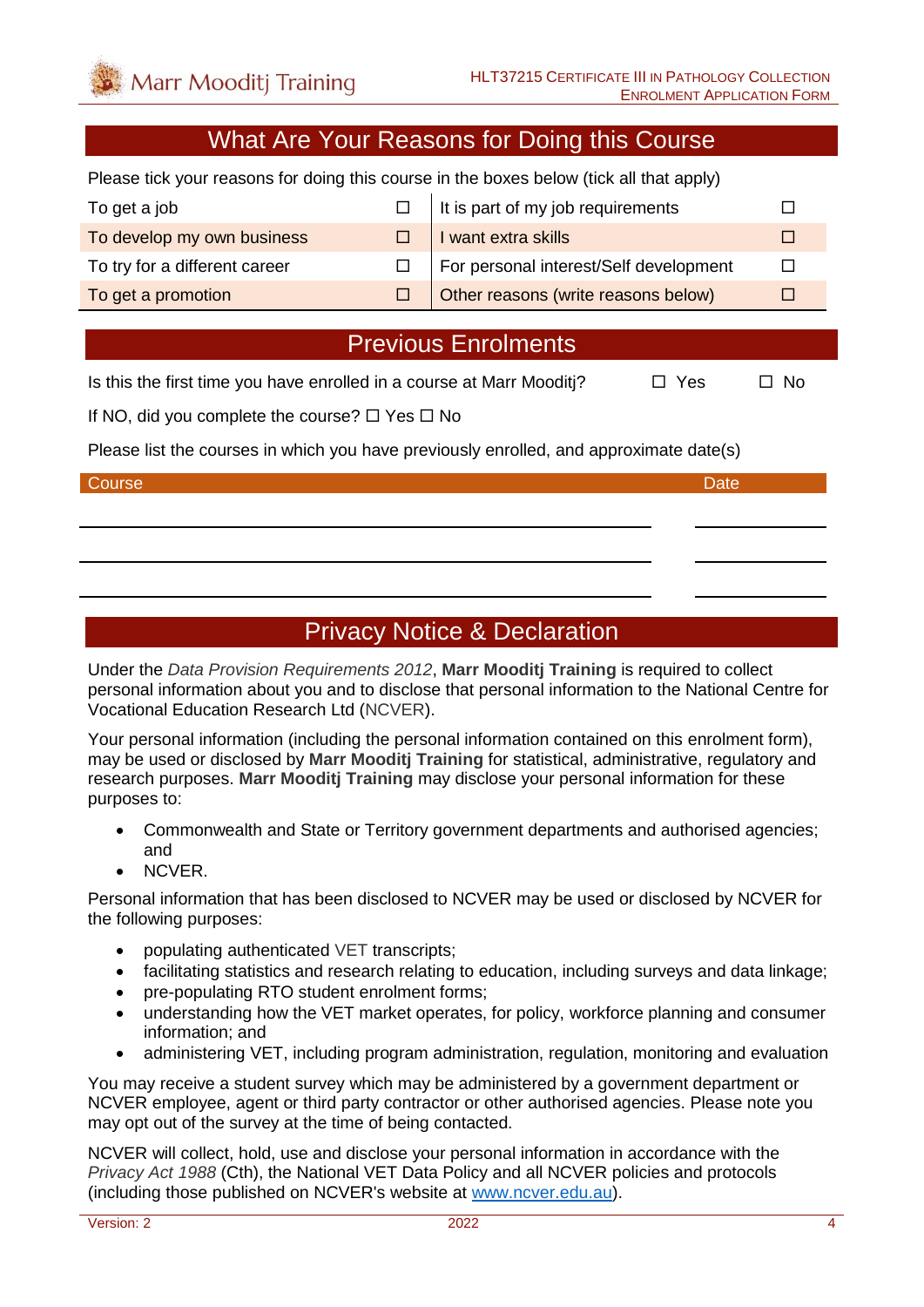## What Are Your Reasons for Doing this Course

Please tick your reasons for doing this course in the boxes below (tick all that apply)

| | | | |
|---|---|---|---|
| To get a job | ☐ | It is part of my job requirements | ☐ |
| To develop my own business | ☐ | I want extra skills | ☐ |
| To try for a different career | ☐ | For personal interest/Self development | ☐ |
| To get a promotion | ☐ | Other reasons (write reasons below) | ☐ |

## Previous Enrolments

Is this the first time you have enrolled in a course at Marr Mooditj? ☐ Yes ☐ No

If NO, did you complete the course? ☐ Yes ☐ No

Please list the courses in which you have previously enrolled, and approximate date(s)

| Course | Date |
|---|---|
| | |
| | |
| | |

## Privacy Notice & Declaration

Under the *Data Provision Requirements 2012*, **Marr Mooditj Training** is required to collect personal information about you and to disclose that personal information to the National Centre for Vocational Education Research Ltd (NCVER).

Your personal information (including the personal information contained on this enrolment form), may be used or disclosed by **Marr Mooditj Training** for statistical, administrative, regulatory and research purposes. **Marr Mooditj Training** may disclose your personal information for these purposes to:

- Commonwealth and State or Territory government departments and authorised agencies; and
- NCVER.

Personal information that has been disclosed to NCVER may be used or disclosed by NCVER for the following purposes:

- populating authenticated VET transcripts;
- facilitating statistics and research relating to education, including surveys and data linkage;
- pre-populating RTO student enrolment forms;
- understanding how the VET market operates, for policy, workforce planning and consumer information; and
- administering VET, including program administration, regulation, monitoring and evaluation

You may receive a student survey which may be administered by a government department or NCVER employee, agent or third party contractor or other authorised agencies. Please note you may opt out of the survey at the time of being contacted.

NCVER will collect, hold, use and disclose your personal information in accordance with the *Privacy Act 1988* (Cth), the National VET Data Policy and all NCVER policies and protocols (including those published on NCVER's website at www.ncver.edu.au).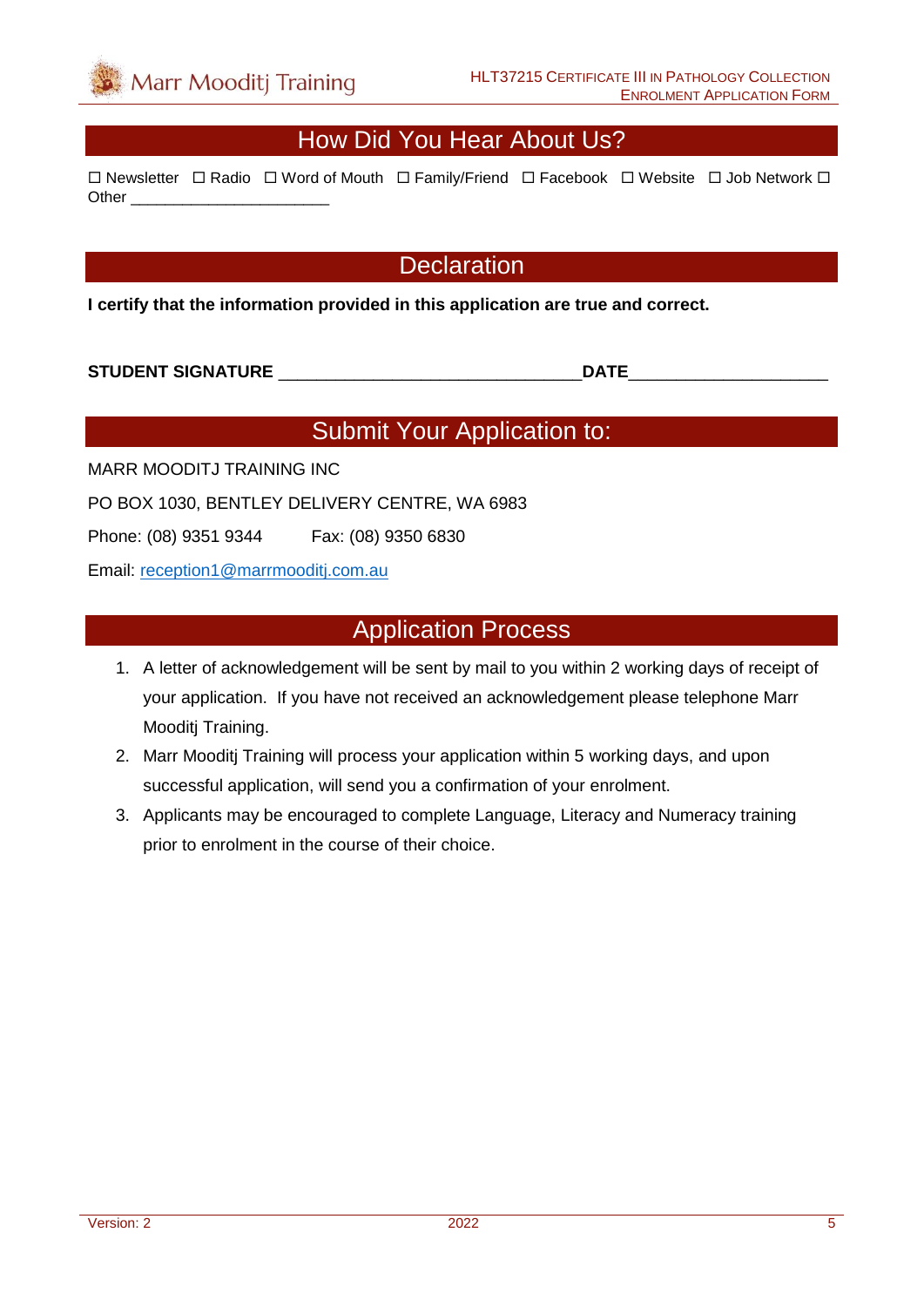## How Did You Hear About Us?

☐ Newsletter ☐ Radio ☐ Word of Mouth ☐ Family/Friend ☐ Facebook ☐ Website ☐ Job Network ☐ Other _______________________

## Declaration

**I certify that the information provided in this application are true and correct.**

**STUDENT SIGNATURE** ________________________________**DATE**_____________________

## Submit Your Application to:

MARR MOODITJ TRAINING INC

PO BOX 1030, BENTLEY DELIVERY CENTRE, WA 6983

Phone: (08) 9351 9344 Fax: (08) 9350 6830

Email: reception1@marrmooditj.com.au

## Application Process

1. A letter of acknowledgement will be sent by mail to you within 2 working days of receipt of your application. If you have not received an acknowledgement please telephone Marr Mooditj Training.
2. Marr Mooditj Training will process your application within 5 working days, and upon successful application, will send you a confirmation of your enrolment.
3. Applicants may be encouraged to complete Language, Literacy and Numeracy training prior to enrolment in the course of their choice.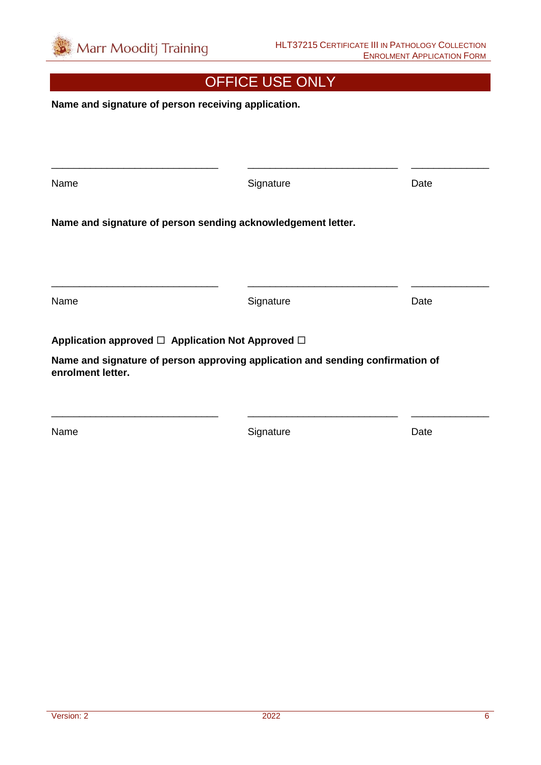## OFFICE USE ONLY

**Name and signature of person receiving application.**

\_\_\_\_\_\_\_\_\_\_\_\_\_\_\_\_\_\_\_\_\_\_\_\_\_\_\_\_\_\_ \_\_\_\_\_\_\_\_\_\_\_\_\_\_\_\_\_\_\_\_\_\_\_\_\_\_\_ \_\_\_\_\_\_\_\_\_\_\_\_\_\_

Name Signature Date

**Name and signature of person sending acknowledgement letter.**

\_\_\_\_\_\_\_\_\_\_\_\_\_\_\_\_\_\_\_\_\_\_\_\_\_\_\_\_\_\_ \_\_\_\_\_\_\_\_\_\_\_\_\_\_\_\_\_\_\_\_\_\_\_\_\_\_\_ \_\_\_\_\_\_\_\_\_\_\_\_\_\_

Name Signature Date

**Application approved ☐ Application Not Approved ☐**

**Name and signature of person approving application and sending confirmation of enrolment letter.**

\_\_\_\_\_\_\_\_\_\_\_\_\_\_\_\_\_\_\_\_\_\_\_\_\_\_\_\_\_\_ \_\_\_\_\_\_\_\_\_\_\_\_\_\_\_\_\_\_\_\_\_\_\_\_\_\_\_ \_\_\_\_\_\_\_\_\_\_\_\_\_\_

Name Signature Date